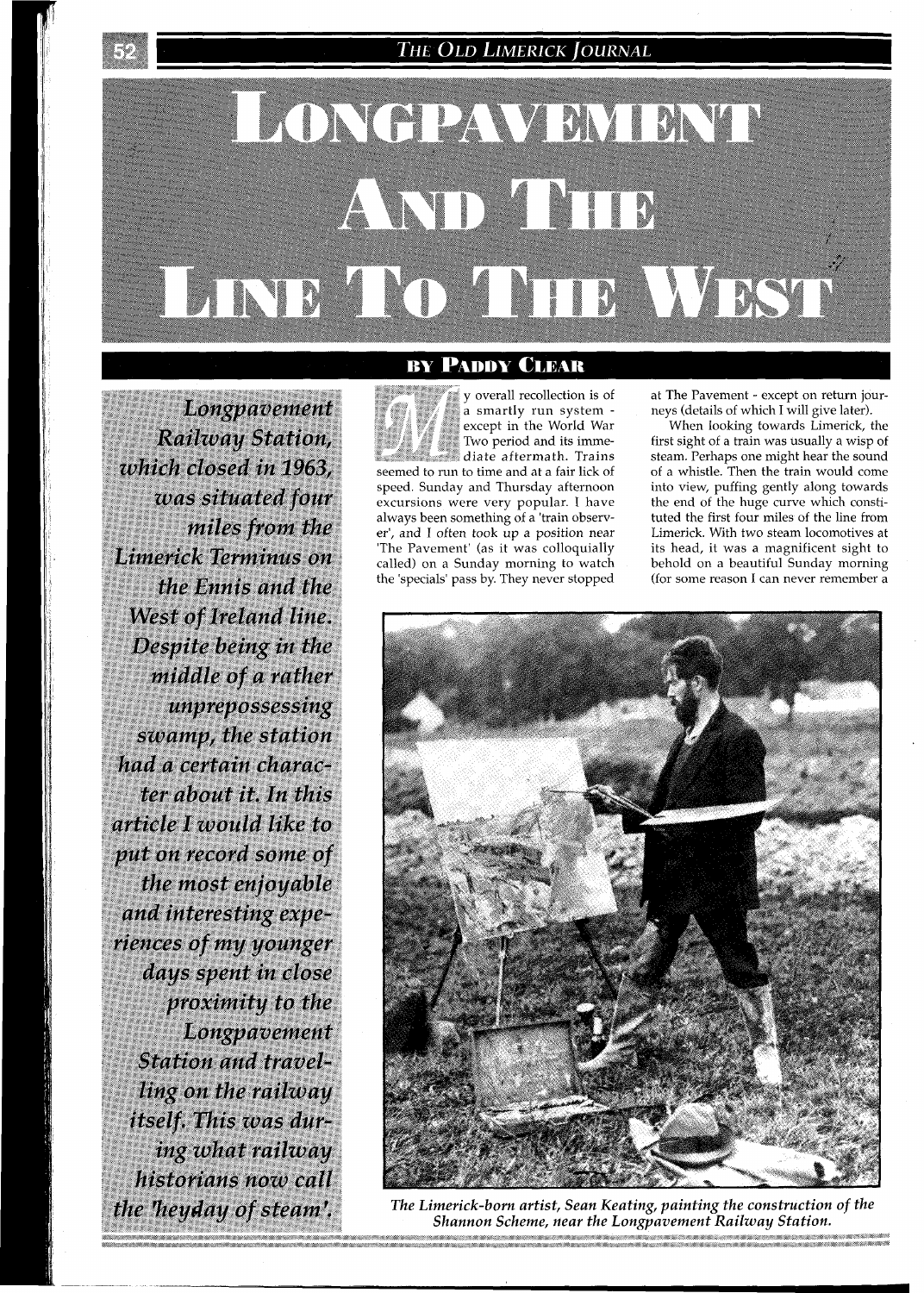# Longpavement And The Line To The West

## By Paddy Clear

*Longpavement Railway Station, which closed in 1963, was situated four miles from the Limerick Terminus on the Ennis and the West of Ireland line. Despite being in the middle of a rather unprepossessing swamp, the station had a certain character about it. In this article I would like to put on record some of the most enjoyable and interesting experiences of my younger days spent in close proximity to the Longpavement Station and travelling on the railway itself. This was during what railway historians now call the 'heyday of steam'.*

My overall recollection is of a smartly run system - except in the World War Two period and its immediate aftermath. Trains seemed to run to time and at a fair lick of speed. Sunday and Thursday afternoon excursions were very popular. I have always been something of a 'train observer', and I often took up a position near 'The Pavement' (as it was colloquially called) on a Sunday morning to watch the 'specials' pass by. They never stopped at The Pavement - except on return journeys (details of which I will give later).

When looking towards Limerick, the first sight of a train was usually a wisp of steam. Perhaps one might hear the sound of a whistle. Then the train would come into view, puffing gently along towards the end of the huge curve which constituted the first four miles of the line from Limerick. With two steam locomotives at its head, it was a magnificent sight to behold on a beautiful Sunday morning (for some reason I can never remember a

*The Limerick-born artist, Sean Keating, painting the construction of the Shannon Scheme, near the Longpavement Railway Station.*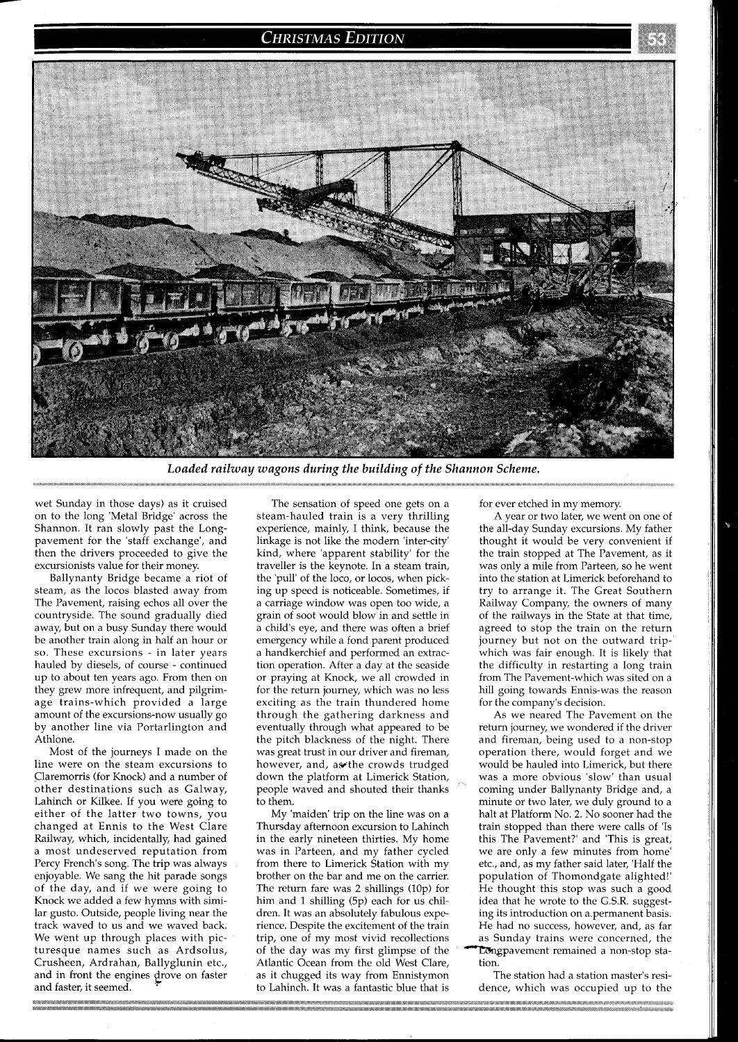*Loaded railway wagons during the building of the Shannon Scheme.*

wet Sunday in those days) as it cruised on to the long 'Metal Bridge' across the Shannon. It ran slowly past the Longpavement for the 'staff exchange', and then the drivers proceeded to give the excursionists value for their money.

Ballynanty Bridge became a riot of steam, as the locos blasted away from The Pavement, raising echos all over the countryside. The sound gradually died away, but on a busy Sunday there would be another train along in half an hour or so. These excursions - in later years hauled by diesels, of course - continued up to about ten years ago. From then on they grew more infrequent, and pilgrimage trains-which provided a large amount of the excursions-now usually go by another line via Portarlington and Athlone.

Most of the journeys I made on the line were on the steam excursions to Claremorris (for Knock) and a number of other destinations such as Galway, Lahinch or Kilkee. If you were going to either of the latter two towns, you changed at Ennis to the West Clare Railway, which, incidentally, had gained a most undeserved reputation from Percy French's song. The trip was always enjoyable. We sang the hit parade songs of the day, and if we were going to Knock we added a few hymns with similar gusto. Outside, people living near the track waved to us and we waved back. We went up through places with picturesque names such as Ardsolus, Crusheen, Ardrahan, Ballyglunin etc., and in front the engines drove on faster and faster, it seemed.

The sensation of speed one gets on a steam-hauled train is a very thrilling experience, mainly, I think, because the linkage is not like the modern 'inter-city' kind, where 'apparent stability' for the traveller is the keynote. In a steam train, the 'pull' of the loco, or locos, when picking up speed is noticeable. Sometimes, if a carriage window was open too wide, a grain of soot would blow in and settle in a child's eye, and there was often a brief emergency while a fond parent produced a handkerchief and performed an extraction operation. After a day at the seaside or praying at Knock, we all crowded in for the return journey, which was no less exciting as the train thundered home through the gathering darkness and eventually through what appeared to be the pitch blackness of the night. There was great trust in our driver and fireman, however, and, as the crowds trudged down the platform at Limerick Station, people waved and shouted their thanks to them.

My 'maiden' trip on the line was on a Thursday afternoon excursion to Lahinch in the early nineteen thirties. My home was in Parteen, and my father cycled from there to Limerick Station with my brother on the bar and me on the carrier. The return fare was 2 shillings (10p) for him and 1 shilling (5p) each for us children. It was an absolutely fabulous experience. Despite the excitement of the train trip, one of my most vivid recollections of the day was my first glimpse of the Atlantic Ocean from the old West Clare, as it chugged its way from Ennistymon to Lahinch. It was a fantastic blue that is for ever etched in my memory.

A year or two later, we went on one of the all-day Sunday excursions. My father thought it would be very convenient if the train stopped at The Pavement, as it was only a mile from Parteen, so he went into the station at Limerick beforehand to try to arrange it. The Great Southern Railway Company, the owners of many of the railways in the State at that time, agreed to stop the train on the return journey but not on the outward trip-which was fair enough. It is likely that the difficulty in restarting a long train from The Pavement-which was sited on a hill going towards Ennis-was the reason for the company's decision.

As we neared The Pavement on the return journey, we wondered if the driver and fireman, being used to a non-stop operation there, would forget and we would be hauled into Limerick, but there was a more obvious 'slow' than usual coming under Ballynanty Bridge and, a minute or two later, we duly ground to a halt at Platform No. 2. No sooner had the train stopped than there were calls of 'Is this The Pavement?' and 'This is great, we are only a few minutes from home' etc., and, as my father said later, 'Half the population of Thomondgate alighted!' He thought this stop was such a good idea that he wrote to the G.S.R. suggesting its introduction on a permanent basis. He had no success, however, and, as far as Sunday trains were concerned, the Longpavement remained a non-stop station.

The station had a station master's residence, which was occupied up to the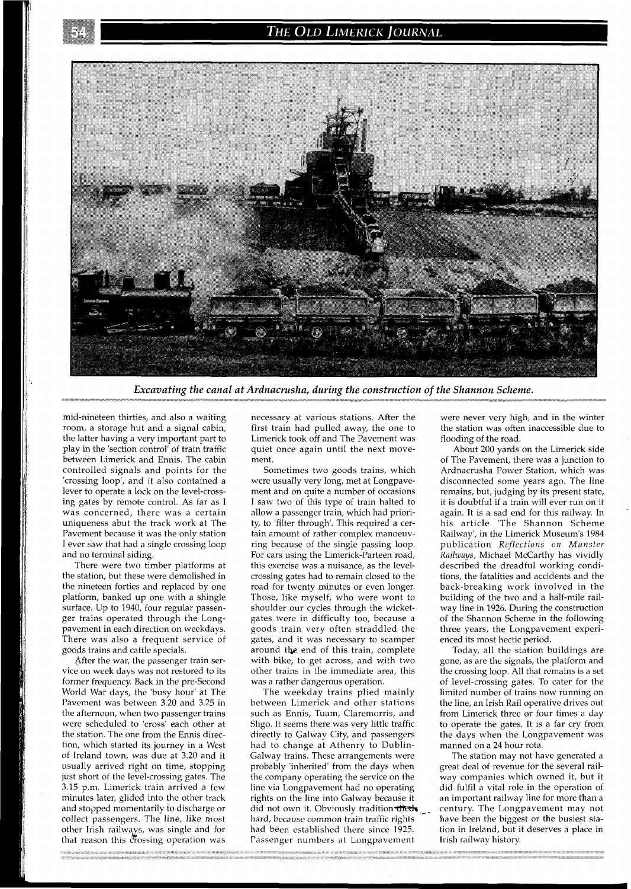*Excavating the canal at Ardnacrusha, during the construction of the Shannon Scheme.*

mid-nineteen thirties, and also a waiting room, a storage hut and a signal cabin, the latter having a very important part to play in the 'section control' of train traffic between Limerick and Ennis. The cabin controlled signals and points for the 'crossing loop', and it also contained a lever to operate a lock on the level-crossing gates by remote control. As far as I was concerned, there was a certain uniqueness abut the track work at The Pavement because it was the only station I ever saw that had a single crossing loop and no terminal siding.

There were two timber platforms at the station, but these were demolished in the nineteen forties and replaced by one platform, banked up one with a shingle surface. Up to 1940, four regular passenger trains operated through the Longpavement in each direction on weekdays. There was also a frequent service of goods trains and cattle specials.

After the war, the passenger train service on week days was not restored to its former frequency. Back in the pre-Second World War days, the 'busy hour' at The Pavement was between 3.20 and 3.25 in the afternoon, when two passenger trains were scheduled to 'cross' each other at the station. The one from the Ennis direction, which started its journey in a West of Ireland town, was due at 3.20 and it usually arrived right on time, stopping just short of the level-crossing gates. The 3.15 p.m. Limerick train arrived a few minutes later, glided into the other track and stopped momentarily to discharge or collect passengers. The line, like most other Irish railways, was single and for that reason this crossing operation was necessary at various stations. After the first train had pulled away, the one to Limerick took off and The Pavement was quiet once again until the next movement.

Sometimes two goods trains, which were usually very long, met at Longpavement and on quite a number of occasions I saw two of this type of train halted to allow a passenger train, which had priority, to 'filter through'. This required a certain amount of rather complex manoeuvring because of the single passing loop. For cars using the Limerick-Parteen road, this exercise was a nuisance, as the level-crossing gates had to remain closed to the road for twenty minutes or even longer. Those, like myself, who were wont to shoulder our cycles through the wicket-gates were in difficulty too, because a goods train very often straddled the gates, and it was necessary to scamper around the end of this train, complete with bike, to get across, and with two other trains in the immediate area, this was a rather dangerous operation.

The weekday trains plied mainly between Limerick and other stations such as Ennis, Tuam, Claremorris, and Sligo. It seems there was very little traffic directly to Galway City, and passengers had to change at Athenry to Dublin-Galway trains. These arrangements were probably 'inherited' from the days when the company operating the service on the line via Longpavement had no operating rights on the line into Galway because it did not own it. Obviously tradition dies hard, because common train traffic rights had been established there since 1925. Passenger numbers at Longpavement were never very high, and in the winter the station was often inaccessible due to flooding of the road.

About 200 yards on the Limerick side of The Pavement, there was a junction to Ardnacrusha Power Station, which was disconnected some years ago. The line remains, but, judging by its present state, it is doubtful if a train will ever run on it again. It is a sad end for this railway. In his article 'The Shannon Scheme Railway', in the Limerick Museum's 1984 publication *Reflections on Munster Railways*, Michael McCarthy has vividly described the dreadful working conditions, the fatalities and accidents and the back-breaking work involved in the building of the two and a half-mile railway line in 1926. During the construction of the Shannon Scheme in the following three years, the Longpavement experienced its most hectic period.

Today, all the station buildings are gone, as are the signals, the platform and the crossing loop. All that remains is a set of level-crossing gates. To cater for the limited number of trains now running on the line, an Irish Rail operative drives out from Limerick three or four times a day to operate the gates. It is a far cry from the days when the Longpavement was manned on a 24 hour rota.

The station may not have generated a great deal of revenue for the several railway companies which owned it, but it did fulfil a vital role in the operation of an important railway line for more than a century. The Longpavement may not have been the biggest or the busiest station in Ireland, but it deserves a place in Irish railway history.